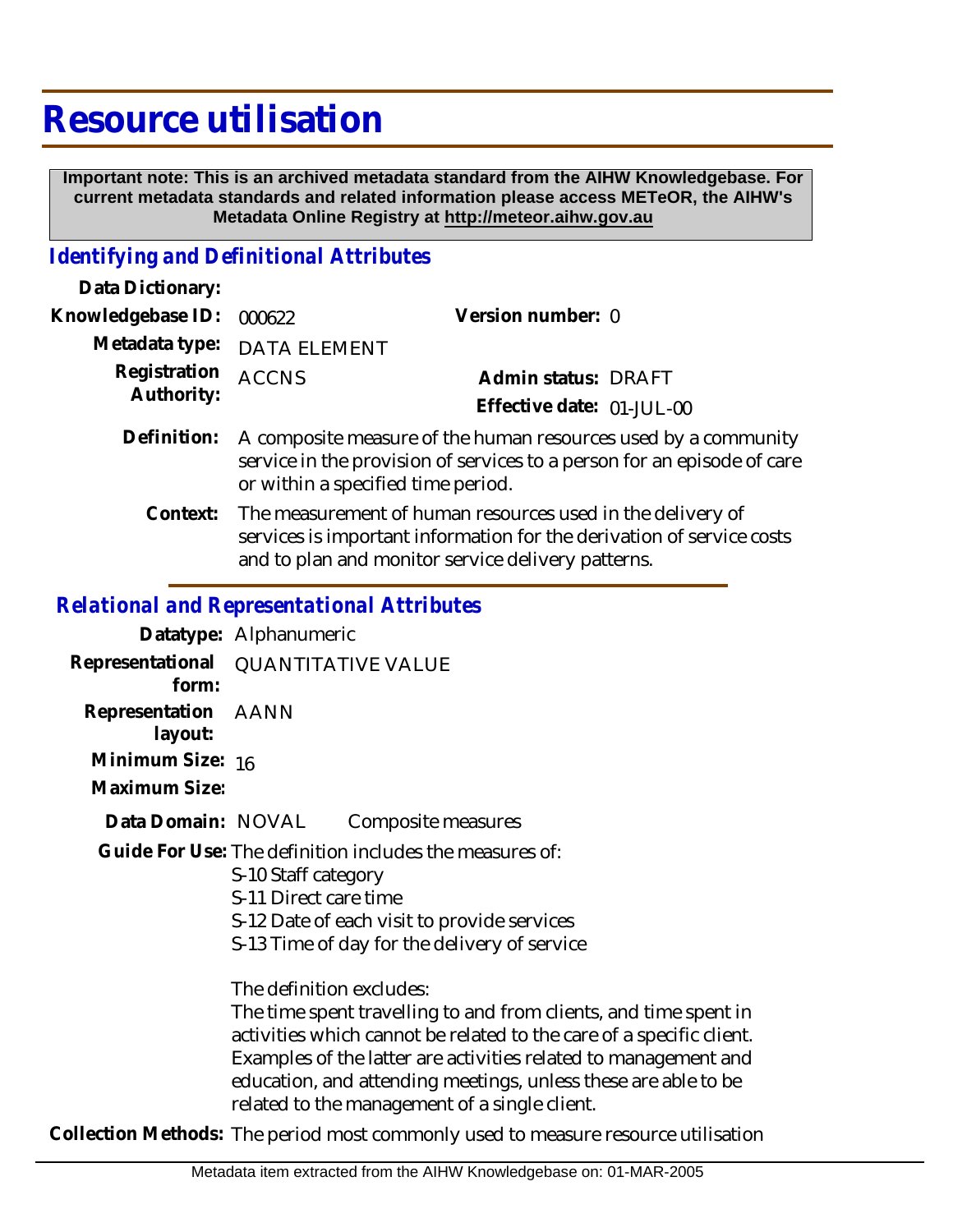# Resource utilisation

**Important note: This is an archived metadata standard from the AIHW Knowledgebase. For current metadata standards and related information please access METeOR, the AIHW's Metadata Online Registry at http://meteor.aihw.gov.au**

## *Identifying and Definitional Attributes*

**Data Dictionary:**

**Knowledgebase ID:** 000622 **Version number:** 0

**Metadata type:** DATA ELEMENT

**Registration Authority:** ACCNS **Admin status:** DRAFT

**Effective date:** 01-JUL-00

**Definition:** A composite measure of the human resources used by a community service in the provision of services to a person for an episode of care or within a specified time period.

**Context:** The measurement of human resources used in the delivery of services is important information for the derivation of service costs and to plan and monitor service delivery patterns.

## *Relational and Representational Attributes*

**Datatype:** Alphanumeric

**Representational form:** QUANTITATIVE VALUE

**Representation layout:** AANN

**Minimum Size:** 16

**Maximum Size:**

**Data Domain:** NOVAL Composite measures

**Guide For Use:** The definition includes the measures of:

S-10 Staff category
S-11 Direct care time
S-12 Date of each visit to provide services
S-13 Time of day for the delivery of service

The definition excludes:
The time spent travelling to and from clients, and time spent in activities which cannot be related to the care of a specific client. Examples of the latter are activities related to management and education, and attending meetings, unless these are able to be related to the management of a single client.

**Collection Methods:** The period most commonly used to measure resource utilisation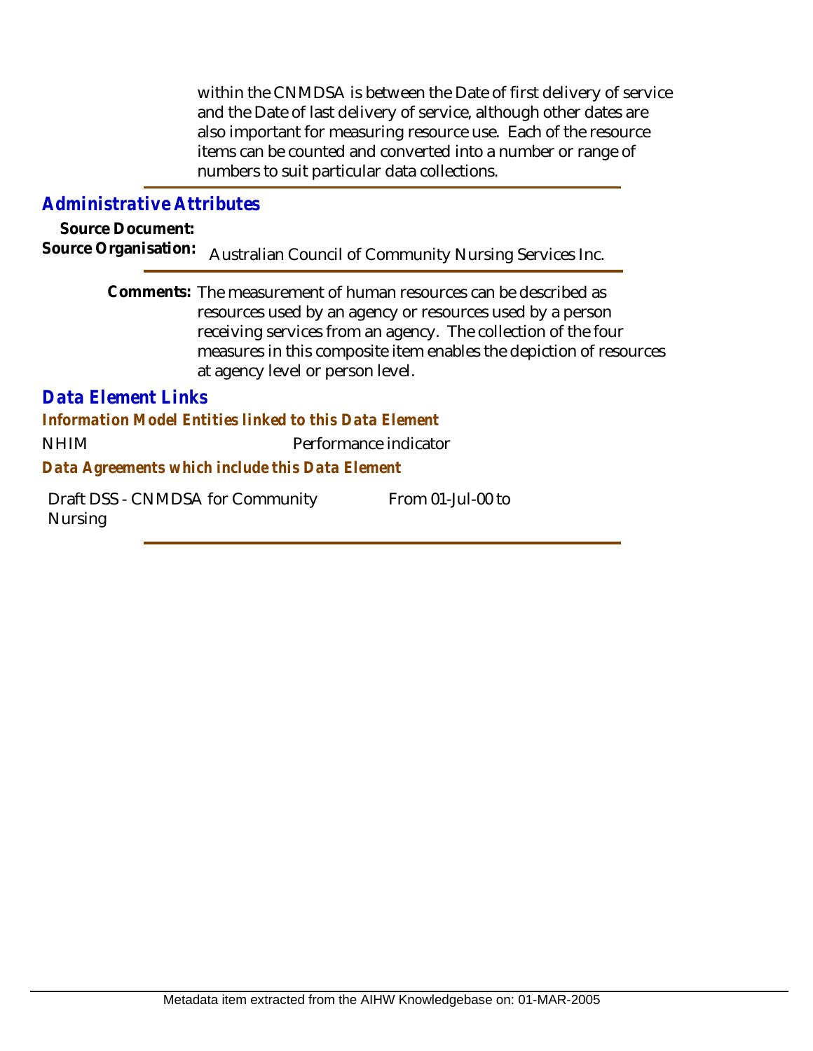within the CNMDSA is between the Date of first delivery of service and the Date of last delivery of service, although other dates are also important for measuring resource use. Each of the resource items can be counted and converted into a number or range of numbers to suit particular data collections.

## Administrative Attributes

**Source Document:**

**Source Organisation:** Australian Council of Community Nursing Services Inc.

**Comments:** The measurement of human resources can be described as resources used by an agency or resources used by a person receiving services from an agency. The collection of the four measures in this composite item enables the depiction of resources at agency level or person level.

## Data Element Links

### Information Model Entities linked to this Data Element

| | |
|---|---|
| NHIM | Performance indicator |

### Data Agreements which include this Data Element

| | |
|---|---|
| Draft DSS - CNMDSA for Community Nursing | From 01-Jul-00 to |

Metadata item extracted from the AIHW Knowledgebase on: 01-MAR-2005